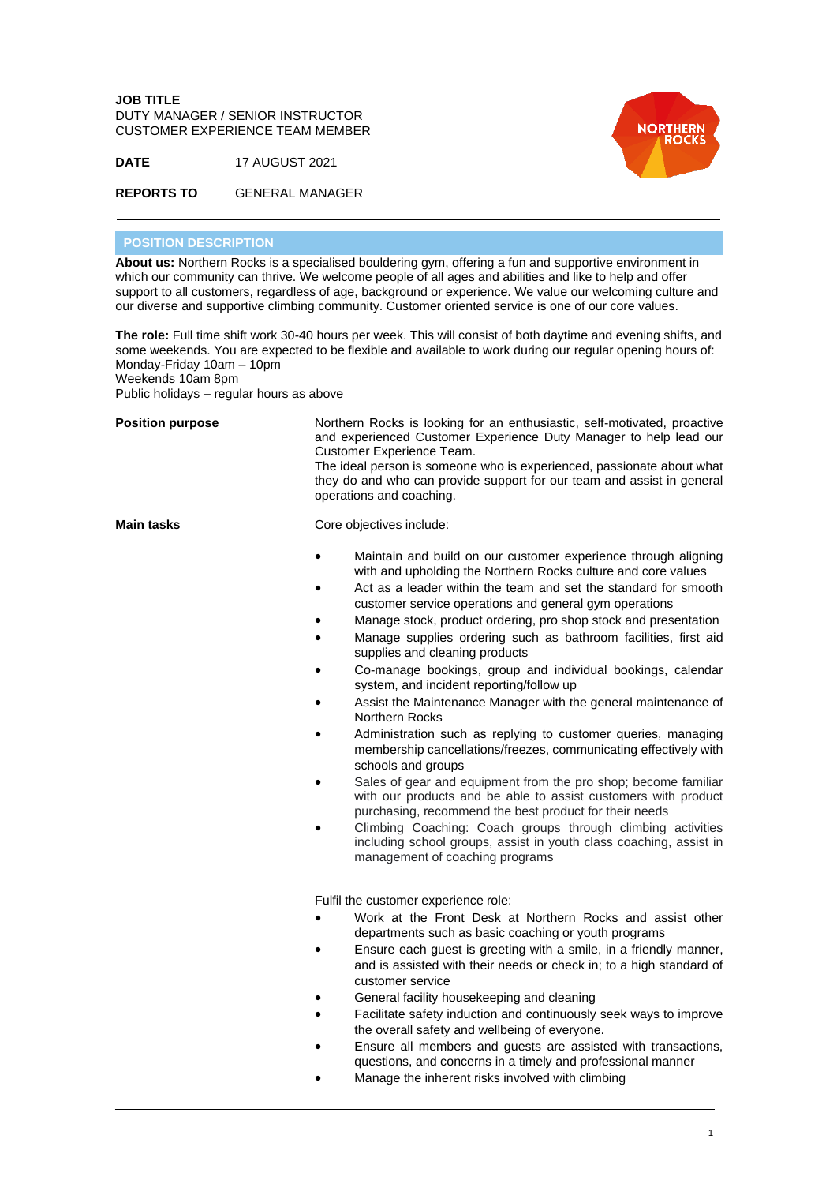**JOB TITLE**
DUTY MANAGER / SENIOR INSTRUCTOR
CUSTOMER EXPERIENCE TEAM MEMBER

**DATE** 17 AUGUST 2021

**REPORTS TO** GENERAL MANAGER

---

## POSITION DESCRIPTION

**About us:** Northern Rocks is a specialised bouldering gym, offering a fun and supportive environment in which our community can thrive. We welcome people of all ages and abilities and like to help and offer support to all customers, regardless of age, background or experience. We value our welcoming culture and our diverse and supportive climbing community. Customer oriented service is one of our core values.

**The role:** Full time shift work 30-40 hours per week. This will consist of both daytime and evening shifts, and some weekends. You are expected to be flexible and available to work during our regular opening hours of:
Monday-Friday 10am – 10pm
Weekends 10am 8pm
Public holidays – regular hours as above

**Position purpose**

Northern Rocks is looking for an enthusiastic, self-motivated, proactive and experienced Customer Experience Duty Manager to help lead our Customer Experience Team.
The ideal person is someone who is experienced, passionate about what they do and who can provide support for our team and assist in general operations and coaching.

**Main tasks**

Core objectives include:

- Maintain and build on our customer experience through aligning with and upholding the Northern Rocks culture and core values
- Act as a leader within the team and set the standard for smooth customer service operations and general gym operations
- Manage stock, product ordering, pro shop stock and presentation
- Manage supplies ordering such as bathroom facilities, first aid supplies and cleaning products
- Co-manage bookings, group and individual bookings, calendar system, and incident reporting/follow up
- Assist the Maintenance Manager with the general maintenance of Northern Rocks
- Administration such as replying to customer queries, managing membership cancellations/freezes, communicating effectively with schools and groups
- Sales of gear and equipment from the pro shop; become familiar with our products and be able to assist customers with product purchasing, recommend the best product for their needs
- Climbing Coaching: Coach groups through climbing activities including school groups, assist in youth class coaching, assist in management of coaching programs

Fulfil the customer experience role:

- Work at the Front Desk at Northern Rocks and assist other departments such as basic coaching or youth programs
- Ensure each guest is greeting with a smile, in a friendly manner, and is assisted with their needs or check in; to a high standard of customer service
- General facility housekeeping and cleaning
- Facilitate safety induction and continuously seek ways to improve the overall safety and wellbeing of everyone.
- Ensure all members and guests are assisted with transactions, questions, and concerns in a timely and professional manner
- Manage the inherent risks involved with climbing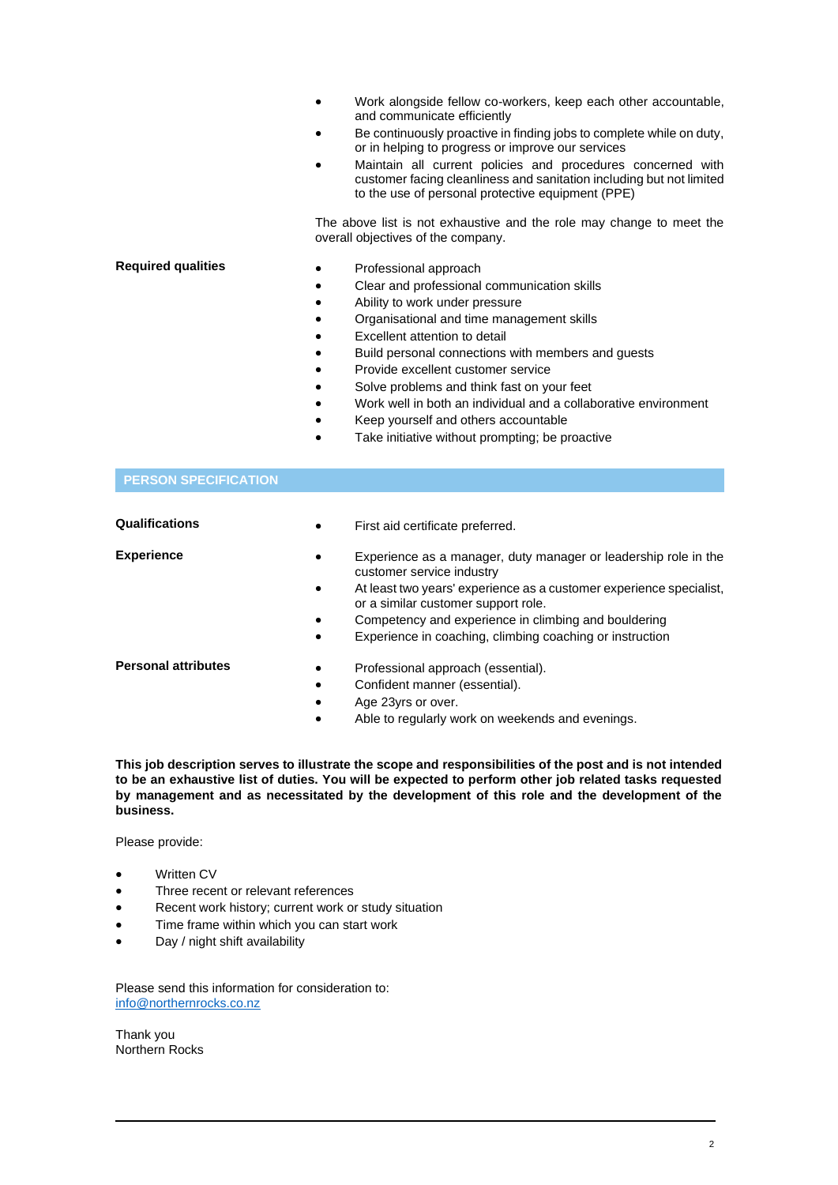- Work alongside fellow co-workers, keep each other accountable, and communicate efficiently
- Be continuously proactive in finding jobs to complete while on duty, or in helping to progress or improve our services
- Maintain all current policies and procedures concerned with customer facing cleanliness and sanitation including but not limited to the use of personal protective equipment (PPE)

The above list is not exhaustive and the role may change to meet the overall objectives of the company.

**Required qualities**

- Professional approach
- Clear and professional communication skills
- Ability to work under pressure
- Organisational and time management skills
- Excellent attention to detail
- Build personal connections with members and guests
- Provide excellent customer service
- Solve problems and think fast on your feet
- Work well in both an individual and a collaborative environment
- Keep yourself and others accountable
- Take initiative without prompting; be proactive

## PERSON SPECIFICATION

**Qualifications**

- First aid certificate preferred.

**Experience**

- Experience as a manager, duty manager or leadership role in the customer service industry
- At least two years' experience as a customer experience specialist, or a similar customer support role.
- Competency and experience in climbing and bouldering
- Experience in coaching, climbing coaching or instruction

**Personal attributes**

- Professional approach (essential).
- Confident manner (essential).
- Age 23yrs or over.
- Able to regularly work on weekends and evenings.

**This job description serves to illustrate the scope and responsibilities of the post and is not intended to be an exhaustive list of duties. You will be expected to perform other job related tasks requested by management and as necessitated by the development of this role and the development of the business.**

Please provide:

- Written CV
- Three recent or relevant references
- Recent work history; current work or study situation
- Time frame within which you can start work
- Day / night shift availability

Please send this information for consideration to:
info@northernrocks.co.nz

Thank you
Northern Rocks